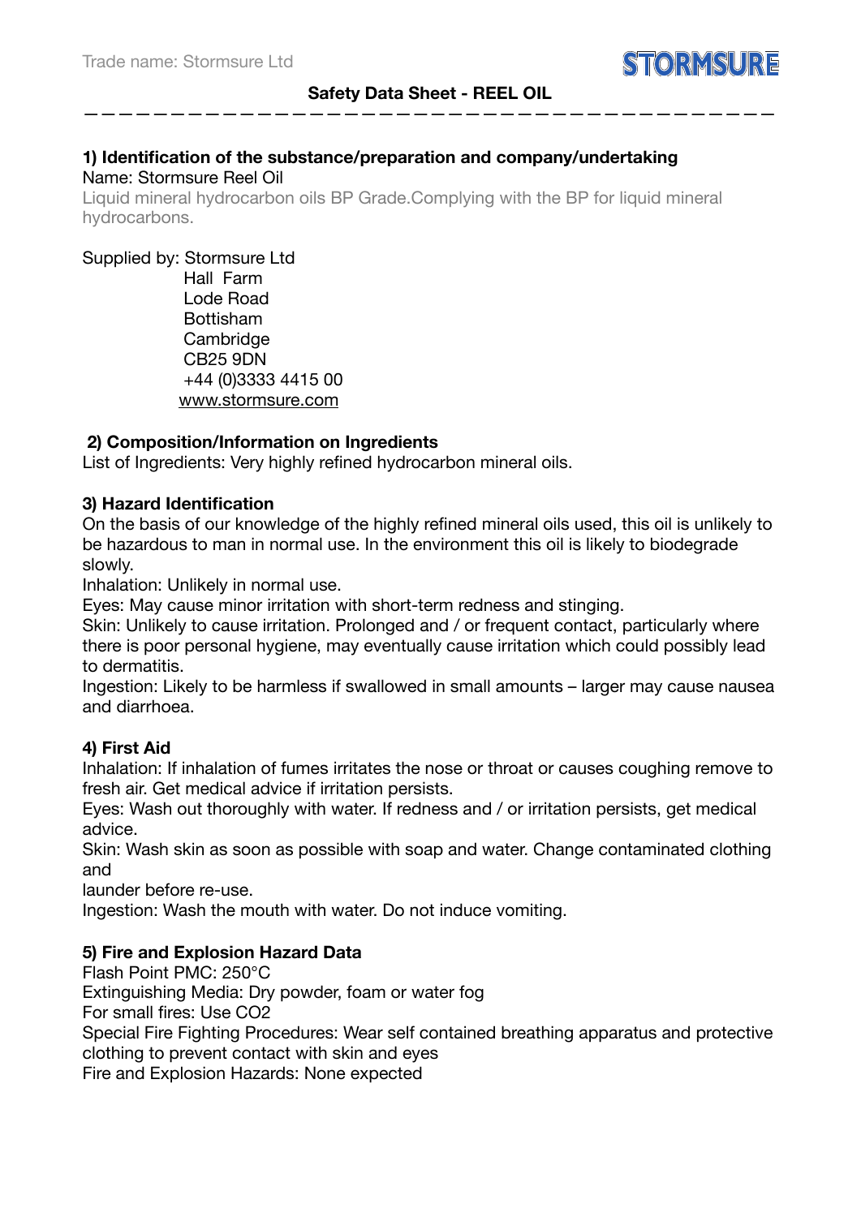# Safety Data Sheet - REEL OIL

## 1) Identification of the substance/preparation and company/undertaking

Name: Stormsure Reel Oil

Liquid mineral hydrocarbon oils BP Grade.Complying with the BP for liquid mineral hydrocarbons.

Supplied by: Stormsure Ltd
Hall Farm
Lode Road
Bottisham
Cambridge
CB25 9DN
+44 (0)3333 4415 00
www.stormsure.com

## 2) Composition/Information on Ingredients

List of Ingredients: Very highly refined hydrocarbon mineral oils.

## 3) Hazard Identification

On the basis of our knowledge of the highly refined mineral oils used, this oil is unlikely to be hazardous to man in normal use. In the environment this oil is likely to biodegrade slowly.

Inhalation: Unlikely in normal use.

Eyes: May cause minor irritation with short-term redness and stinging.

Skin: Unlikely to cause irritation. Prolonged and / or frequent contact, particularly where there is poor personal hygiene, may eventually cause irritation which could possibly lead to dermatitis.

Ingestion: Likely to be harmless if swallowed in small amounts – larger may cause nausea and diarrhoea.

## 4) First Aid

Inhalation: If inhalation of fumes irritates the nose or throat or causes coughing remove to fresh air. Get medical advice if irritation persists.

Eyes: Wash out thoroughly with water. If redness and / or irritation persists, get medical advice.

Skin: Wash skin as soon as possible with soap and water. Change contaminated clothing and
launder before re-use.

Ingestion: Wash the mouth with water. Do not induce vomiting.

## 5) Fire and Explosion Hazard Data

Flash Point PMC: 250°C

Extinguishing Media: Dry powder, foam or water fog

For small fires: Use $CO_2$

Special Fire Fighting Procedures: Wear self contained breathing apparatus and protective clothing to prevent contact with skin and eyes

Fire and Explosion Hazards: None expected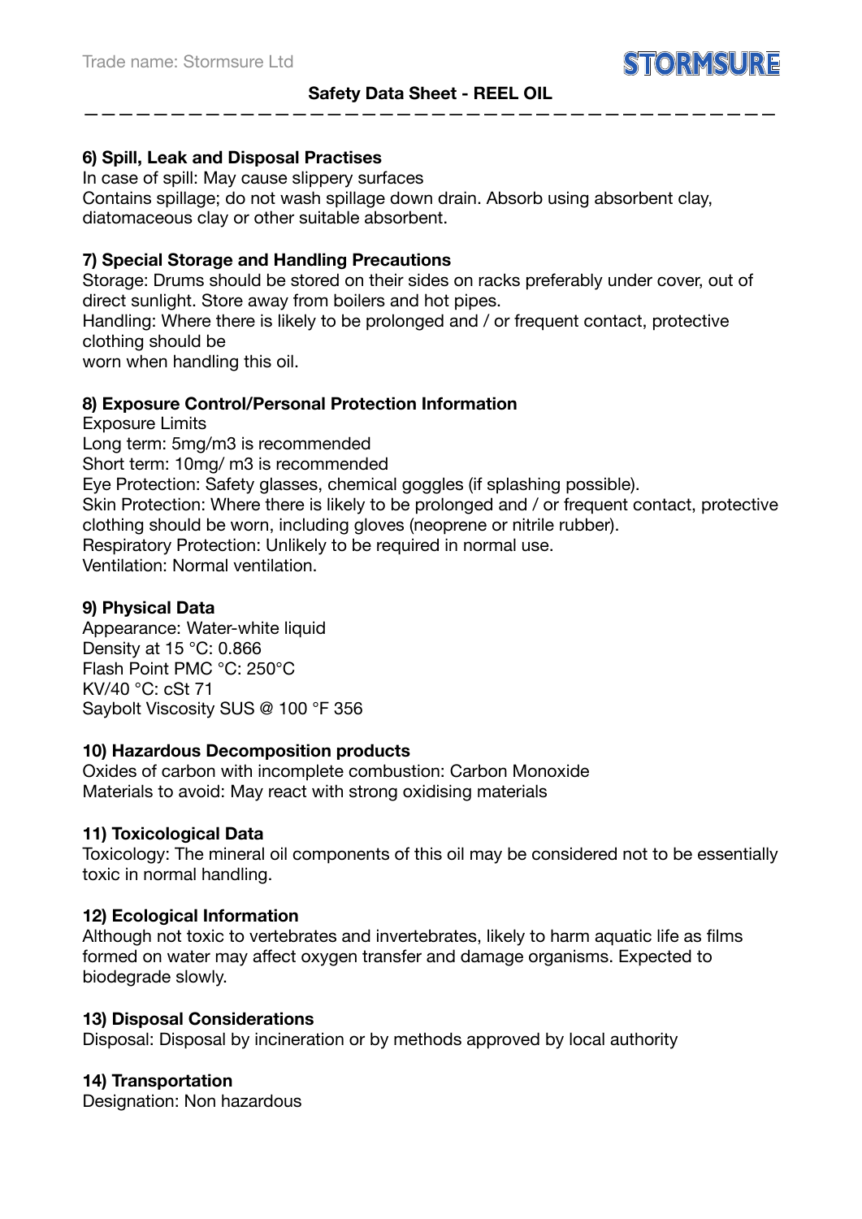## 6) Spill, Leak and Disposal Practises

In case of spill: May cause slippery surfaces
Contains spillage; do not wash spillage down drain. Absorb using absorbent clay, diatomaceous clay or other suitable absorbent.

## 7) Special Storage and Handling Precautions

Storage: Drums should be stored on their sides on racks preferably under cover, out of direct sunlight. Store away from boilers and hot pipes.
Handling: Where there is likely to be prolonged and / or frequent contact, protective clothing should be
worn when handling this oil.

## 8) Exposure Control/Personal Protection Information

Exposure Limits
Long term: 5mg/m3 is recommended
Short term: 10mg/ m3 is recommended
Eye Protection: Safety glasses, chemical goggles (if splashing possible).
Skin Protection: Where there is likely to be prolonged and / or frequent contact, protective clothing should be worn, including gloves (neoprene or nitrile rubber).
Respiratory Protection: Unlikely to be required in normal use.
Ventilation: Normal ventilation.

## 9) Physical Data

Appearance: Water-white liquid
Density at 15 °C: 0.866
Flash Point PMC °C: 250°C
KV/40 °C: cSt 71
Saybolt Viscosity SUS @ 100 °F 356

## 10) Hazardous Decomposition products

Oxides of carbon with incomplete combustion: Carbon Monoxide
Materials to avoid: May react with strong oxidising materials

## 11) Toxicological Data

Toxicology: The mineral oil components of this oil may be considered not to be essentially toxic in normal handling.

## 12) Ecological Information

Although not toxic to vertebrates and invertebrates, likely to harm aquatic life as films formed on water may affect oxygen transfer and damage organisms. Expected to biodegrade slowly.

## 13) Disposal Considerations

Disposal: Disposal by incineration or by methods approved by local authority

## 14) Transportation

Designation: Non hazardous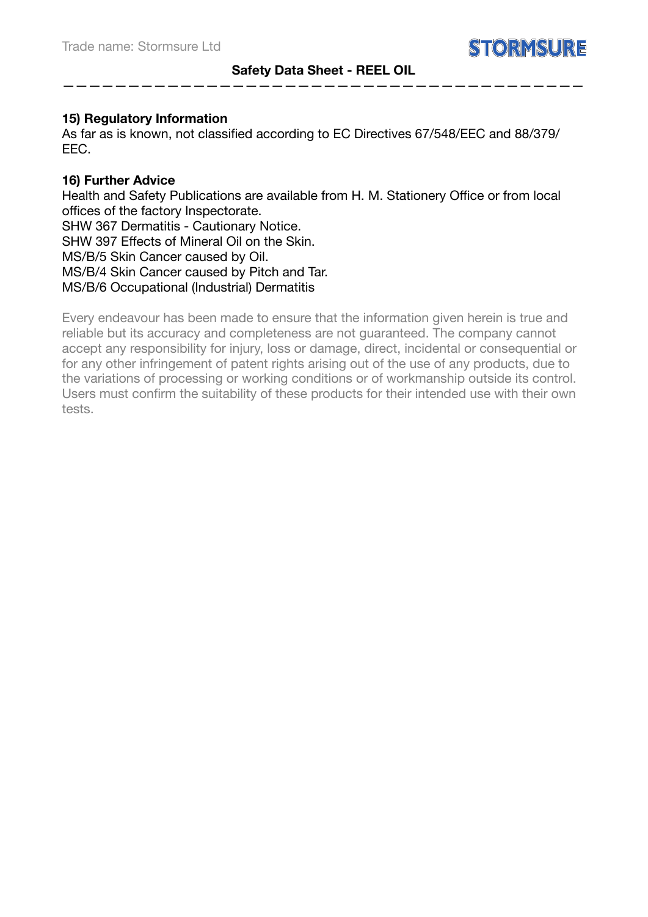## 15) Regulatory Information

As far as is known, not classified according to EC Directives 67/548/EEC and 88/379/EEC.

## 16) Further Advice

Health and Safety Publications are available from H. M. Stationery Office or from local offices of the factory Inspectorate.
SHW 367 Dermatitis - Cautionary Notice.
SHW 397 Effects of Mineral Oil on the Skin.
MS/B/5 Skin Cancer caused by Oil.
MS/B/4 Skin Cancer caused by Pitch and Tar.
MS/B/6 Occupational (Industrial) Dermatitis

Every endeavour has been made to ensure that the information given herein is true and reliable but its accuracy and completeness are not guaranteed. The company cannot accept any responsibility for injury, loss or damage, direct, incidental or consequential or for any other infringement of patent rights arising out of the use of any products, due to the variations of processing or working conditions or of workmanship outside its control. Users must confirm the suitability of these products for their intended use with their own tests.